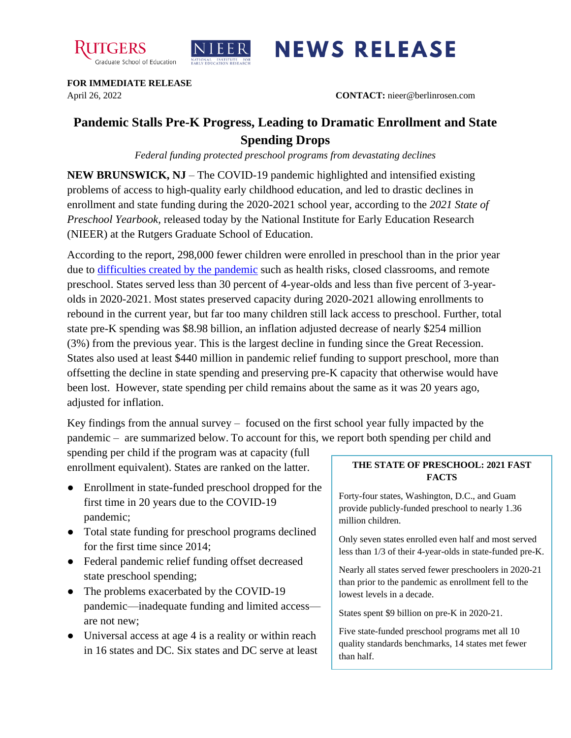RUTGERS Graduate School of Education | NIEER NATIONAL INSTITUTE FOR EARLY EDUCATION RESEARCH

# NEWS RELEASE

**FOR IMMEDIATE RELEASE**
April 26, 2022

**CONTACT:** nieer@berlinrosen.com

## Pandemic Stalls Pre-K Progress, Leading to Dramatic Enrollment and State Spending Drops

*Federal funding protected preschool programs from devastating declines*

**NEW BRUNSWICK, NJ** – The COVID-19 pandemic highlighted and intensified existing problems of access to high-quality early childhood education, and led to drastic declines in enrollment and state funding during the 2020-2021 school year, according to the *2021 State of Preschool Yearbook,* released today by the National Institute for Early Education Research (NIEER) at the Rutgers Graduate School of Education.

According to the report, 298,000 fewer children were enrolled in preschool than in the prior year due to [difficulties created by the pandemic] such as health risks, closed classrooms, and remote preschool. States served less than 30 percent of 4-year-olds and less than five percent of 3-year-olds in 2020-2021. Most states preserved capacity during 2020-2021 allowing enrollments to rebound in the current year, but far too many children still lack access to preschool. Further, total state pre-K spending was $8.98 billion, an inflation adjusted decrease of nearly $254 million (3%) from the previous year. This is the largest decline in funding since the Great Recession. States also used at least $440 million in pandemic relief funding to support preschool, more than offsetting the decline in state spending and preserving pre-K capacity that otherwise would have been lost. However, state spending per child remains about the same as it was 20 years ago, adjusted for inflation.

Key findings from the annual survey – focused on the first school year fully impacted by the pandemic – are summarized below. To account for this, we report both spending per child and spending per child if the program was at capacity (full enrollment equivalent). States are ranked on the latter.

- Enrollment in state-funded preschool dropped for the first time in 20 years due to the COVID-19 pandemic;
- Total state funding for preschool programs declined for the first time since 2014;
- Federal pandemic relief funding offset decreased state preschool spending;
- The problems exacerbated by the COVID-19 pandemic—inadequate funding and limited access—are not new;
- Universal access at age 4 is a reality or within reach in 16 states and DC. Six states and DC serve at least

> **THE STATE OF PRESCHOOL: 2021 FAST FACTS**
>
> Forty-four states, Washington, D.C., and Guam provide publicly-funded preschool to nearly 1.36 million children.
>
> Only seven states enrolled even half and most served less than 1/3 of their 4-year-olds in state-funded pre-K.
>
> Nearly all states served fewer preschoolers in 2020-21 than prior to the pandemic as enrollment fell to the lowest levels in a decade.
>
> States spent $9 billion on pre-K in 2020-21.
>
> Five state-funded preschool programs met all 10 quality standards benchmarks, 14 states met fewer than half.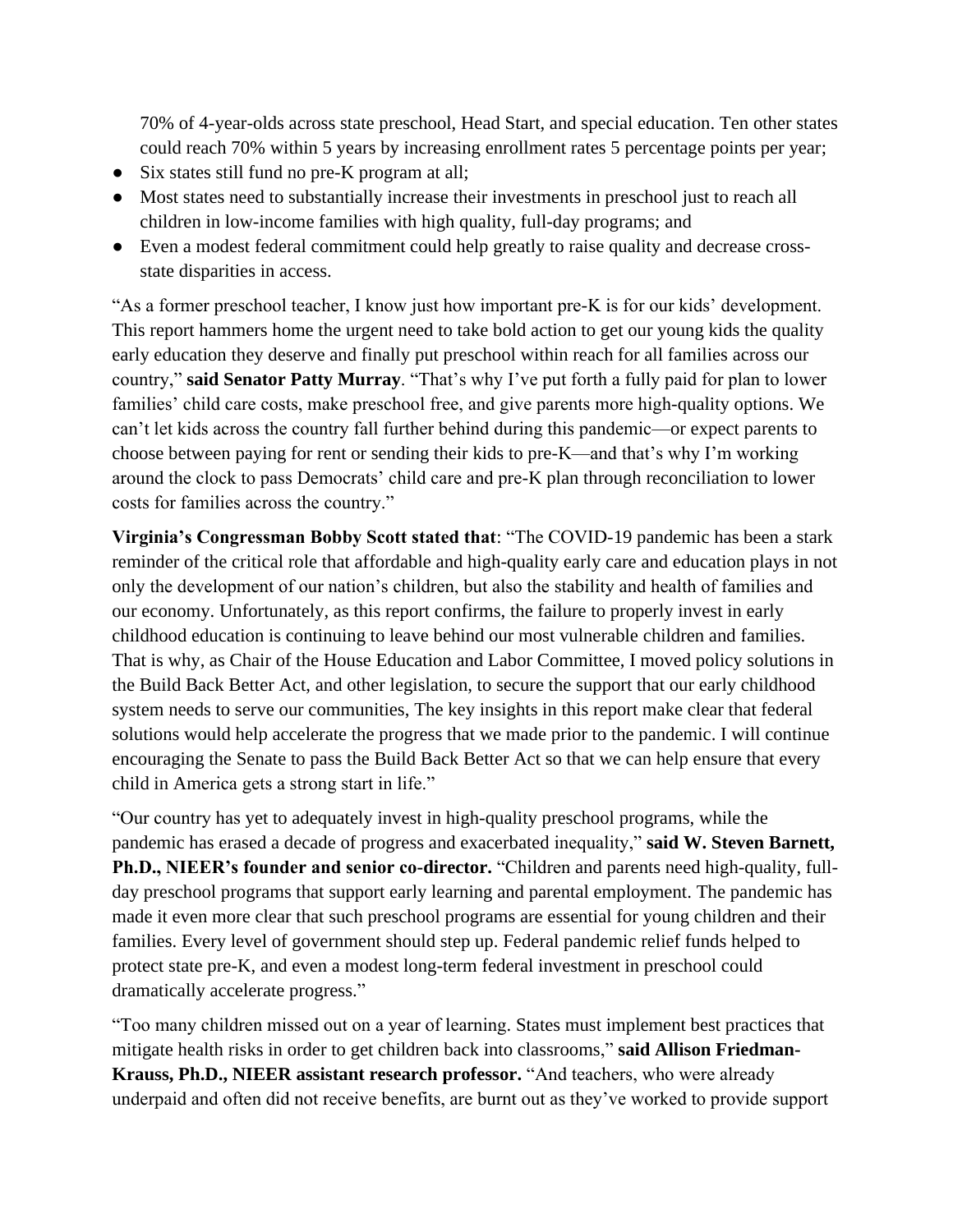70% of 4-year-olds across state preschool, Head Start, and special education. Ten other states could reach 70% within 5 years by increasing enrollment rates 5 percentage points per year;

- Six states still fund no pre-K program at all;
- Most states need to substantially increase their investments in preschool just to reach all children in low-income families with high quality, full-day programs; and
- Even a modest federal commitment could help greatly to raise quality and decrease cross-state disparities in access.

"As a former preschool teacher, I know just how important pre-K is for our kids' development. This report hammers home the urgent need to take bold action to get our young kids the quality early education they deserve and finally put preschool within reach for all families across our country," **said Senator Patty Murray**. "That's why I've put forth a fully paid for plan to lower families' child care costs, make preschool free, and give parents more high-quality options. We can't let kids across the country fall further behind during this pandemic—or expect parents to choose between paying for rent or sending their kids to pre-K—and that's why I'm working around the clock to pass Democrats' child care and pre-K plan through reconciliation to lower costs for families across the country."

**Virginia's Congressman Bobby Scott stated that**: "The COVID-19 pandemic has been a stark reminder of the critical role that affordable and high-quality early care and education plays in not only the development of our nation's children, but also the stability and health of families and our economy. Unfortunately, as this report confirms, the failure to properly invest in early childhood education is continuing to leave behind our most vulnerable children and families. That is why, as Chair of the House Education and Labor Committee, I moved policy solutions in the Build Back Better Act, and other legislation, to secure the support that our early childhood system needs to serve our communities, The key insights in this report make clear that federal solutions would help accelerate the progress that we made prior to the pandemic. I will continue encouraging the Senate to pass the Build Back Better Act so that we can help ensure that every child in America gets a strong start in life."

"Our country has yet to adequately invest in high-quality preschool programs, while the pandemic has erased a decade of progress and exacerbated inequality," **said W. Steven Barnett, Ph.D., NIEER's founder and senior co-director.** "Children and parents need high-quality, full-day preschool programs that support early learning and parental employment. The pandemic has made it even more clear that such preschool programs are essential for young children and their families. Every level of government should step up. Federal pandemic relief funds helped to protect state pre-K, and even a modest long-term federal investment in preschool could dramatically accelerate progress."

"Too many children missed out on a year of learning. States must implement best practices that mitigate health risks in order to get children back into classrooms," **said Allison Friedman-Krauss, Ph.D., NIEER assistant research professor.** "And teachers, who were already underpaid and often did not receive benefits, are burnt out as they've worked to provide support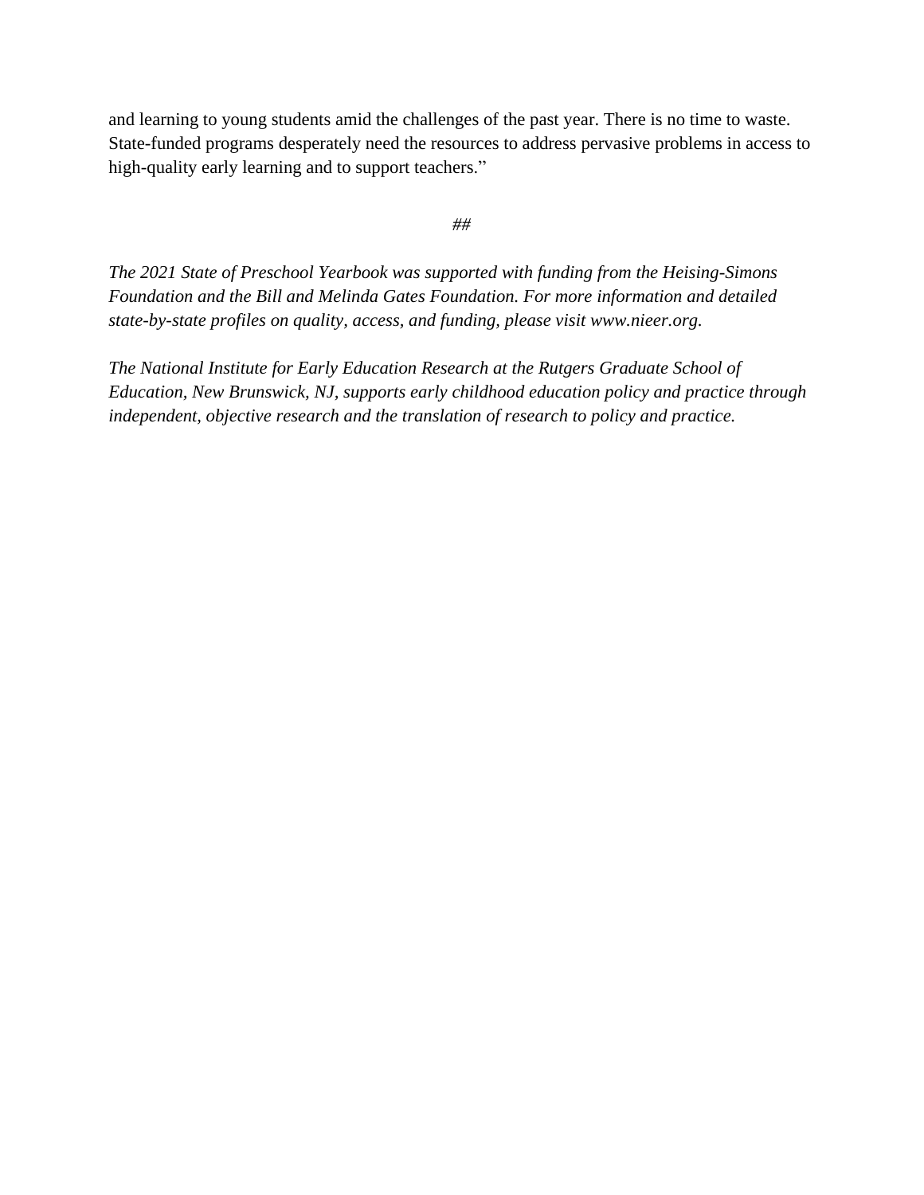and learning to young students amid the challenges of the past year. There is no time to waste. State-funded programs desperately need the resources to address pervasive problems in access to high-quality early learning and to support teachers."

*##*

*The 2021 State of Preschool Yearbook was supported with funding from the Heising-Simons Foundation and the Bill and Melinda Gates Foundation. For more information and detailed state-by-state profiles on quality, access, and funding, please visit www.nieer.org.*

*The National Institute for Early Education Research at the Rutgers Graduate School of Education, New Brunswick, NJ, supports early childhood education policy and practice through independent, objective research and the translation of research to policy and practice.*